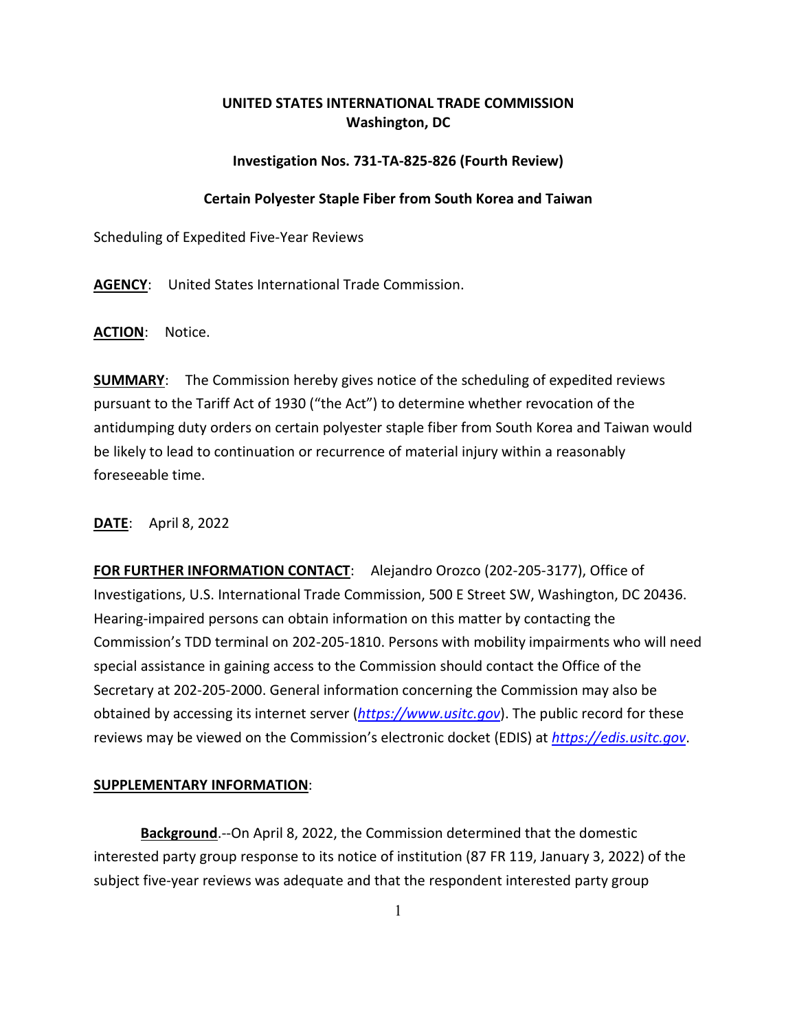**UNITED STATES INTERNATIONAL TRADE COMMISSION**
**Washington, DC**

**Investigation Nos. 731-TA-825-826 (Fourth Review)**

**Certain Polyester Staple Fiber from South Korea and Taiwan**

Scheduling of Expedited Five-Year Reviews

**AGENCY**: United States International Trade Commission.

**ACTION**: Notice.

**SUMMARY**: The Commission hereby gives notice of the scheduling of expedited reviews pursuant to the Tariff Act of 1930 ("the Act") to determine whether revocation of the antidumping duty orders on certain polyester staple fiber from South Korea and Taiwan would be likely to lead to continuation or recurrence of material injury within a reasonably foreseeable time.

**DATE**: April 8, 2022

**FOR FURTHER INFORMATION CONTACT**: Alejandro Orozco (202-205-3177), Office of Investigations, U.S. International Trade Commission, 500 E Street SW, Washington, DC 20436. Hearing-impaired persons can obtain information on this matter by contacting the Commission's TDD terminal on 202-205-1810. Persons with mobility impairments who will need special assistance in gaining access to the Commission should contact the Office of the Secretary at 202-205-2000. General information concerning the Commission may also be obtained by accessing its internet server (*https://www.usitc.gov*). The public record for these reviews may be viewed on the Commission's electronic docket (EDIS) at *https://edis.usitc.gov*.

**SUPPLEMENTARY INFORMATION**:

**Background**.--On April 8, 2022, the Commission determined that the domestic interested party group response to its notice of institution (87 FR 119, January 3, 2022) of the subject five-year reviews was adequate and that the respondent interested party group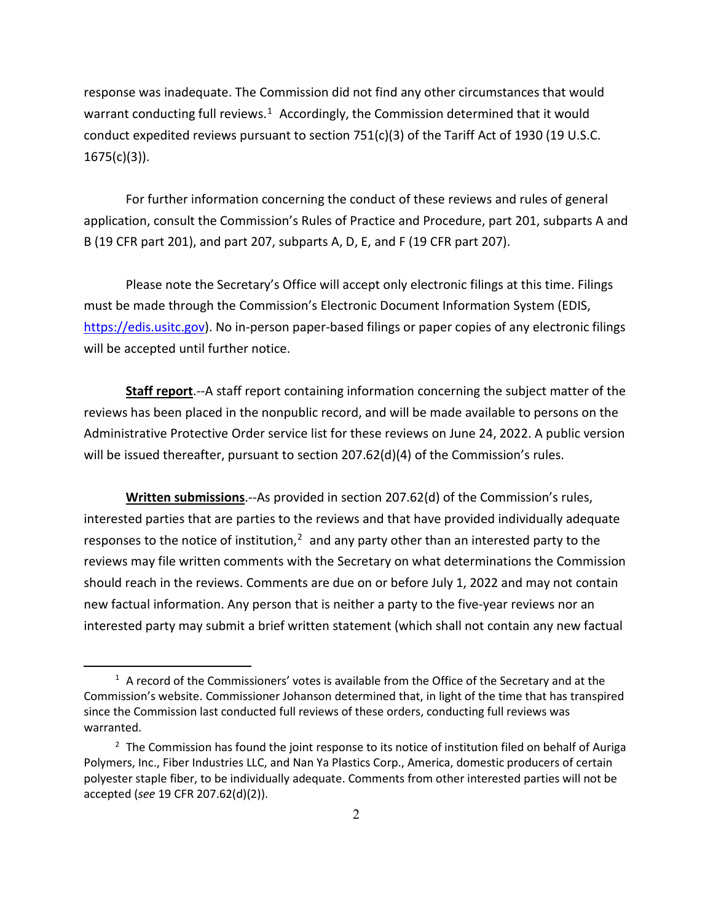response was inadequate. The Commission did not find any other circumstances that would warrant conducting full reviews.[1] Accordingly, the Commission determined that it would conduct expedited reviews pursuant to section 751(c)(3) of the Tariff Act of 1930 (19 U.S.C. 1675(c)(3)).

For further information concerning the conduct of these reviews and rules of general application, consult the Commission's Rules of Practice and Procedure, part 201, subparts A and B (19 CFR part 201), and part 207, subparts A, D, E, and F (19 CFR part 207).

Please note the Secretary's Office will accept only electronic filings at this time. Filings must be made through the Commission's Electronic Document Information System (EDIS, https://edis.usitc.gov). No in-person paper-based filings or paper copies of any electronic filings will be accepted until further notice.

**Staff report**.--A staff report containing information concerning the subject matter of the reviews has been placed in the nonpublic record, and will be made available to persons on the Administrative Protective Order service list for these reviews on June 24, 2022. A public version will be issued thereafter, pursuant to section 207.62(d)(4) of the Commission's rules.

**Written submissions**.--As provided in section 207.62(d) of the Commission's rules, interested parties that are parties to the reviews and that have provided individually adequate responses to the notice of institution,[2] and any party other than an interested party to the reviews may file written comments with the Secretary on what determinations the Commission should reach in the reviews. Comments are due on or before July 1, 2022 and may not contain new factual information. Any person that is neither a party to the five-year reviews nor an interested party may submit a brief written statement (which shall not contain any new factual

---

[1] A record of the Commissioners' votes is available from the Office of the Secretary and at the Commission's website. Commissioner Johanson determined that, in light of the time that has transpired since the Commission last conducted full reviews of these orders, conducting full reviews was warranted.

[2] The Commission has found the joint response to its notice of institution filed on behalf of Auriga Polymers, Inc., Fiber Industries LLC, and Nan Ya Plastics Corp., America, domestic producers of certain polyester staple fiber, to be individually adequate. Comments from other interested parties will not be accepted (*see* 19 CFR 207.62(d)(2)).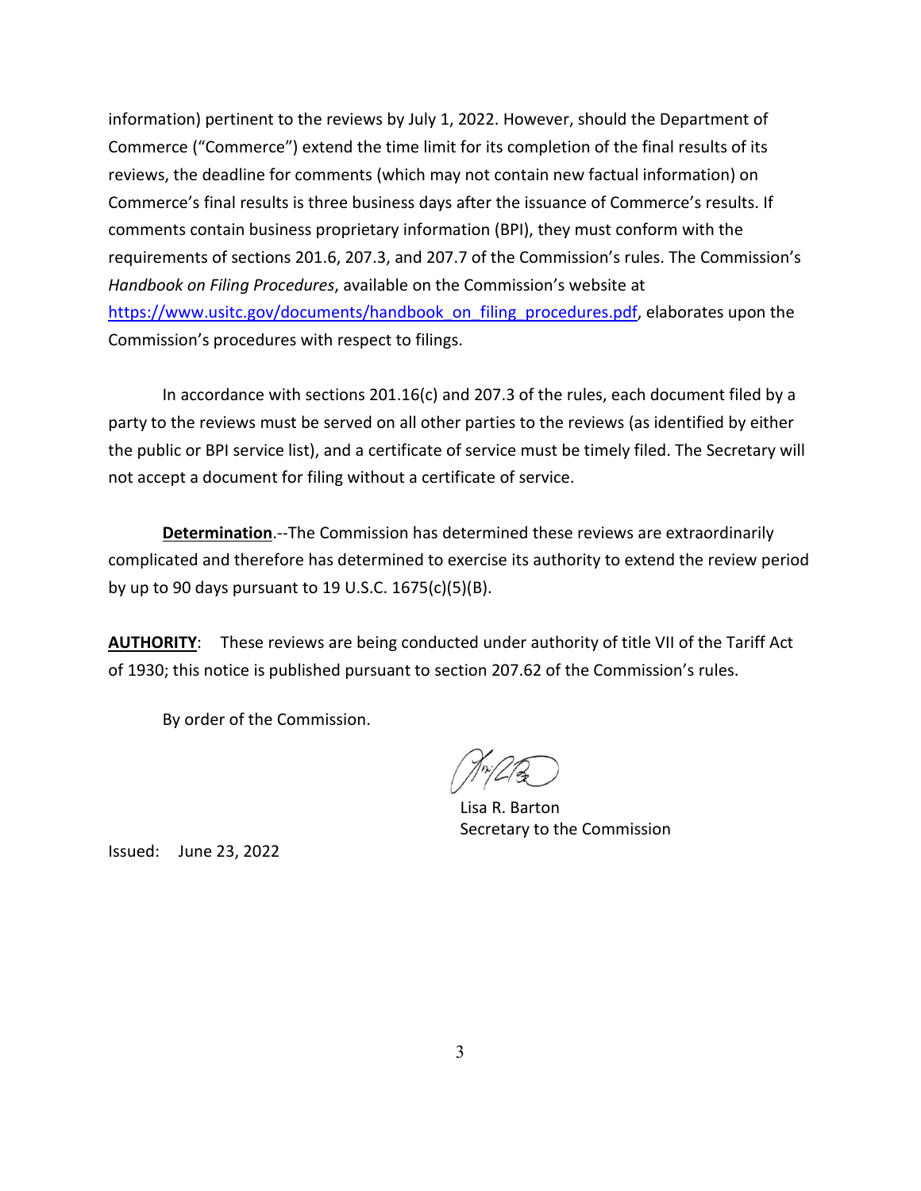information) pertinent to the reviews by July 1, 2022. However, should the Department of Commerce ("Commerce") extend the time limit for its completion of the final results of its reviews, the deadline for comments (which may not contain new factual information) on Commerce's final results is three business days after the issuance of Commerce's results. If comments contain business proprietary information (BPI), they must conform with the requirements of sections 201.6, 207.3, and 207.7 of the Commission's rules. The Commission's *Handbook on Filing Procedures*, available on the Commission's website at https://www.usitc.gov/documents/handbook_on_filing_procedures.pdf, elaborates upon the Commission's procedures with respect to filings.

In accordance with sections 201.16(c) and 207.3 of the rules, each document filed by a party to the reviews must be served on all other parties to the reviews (as identified by either the public or BPI service list), and a certificate of service must be timely filed. The Secretary will not accept a document for filing without a certificate of service.

**Determination**.--The Commission has determined these reviews are extraordinarily complicated and therefore has determined to exercise its authority to extend the review period by up to 90 days pursuant to 19 U.S.C. 1675(c)(5)(B).

**AUTHORITY**: These reviews are being conducted under authority of title VII of the Tariff Act of 1930; this notice is published pursuant to section 207.62 of the Commission's rules.

By order of the Commission.

Lisa R. Barton
Secretary to the Commission

Issued: June 23, 2022